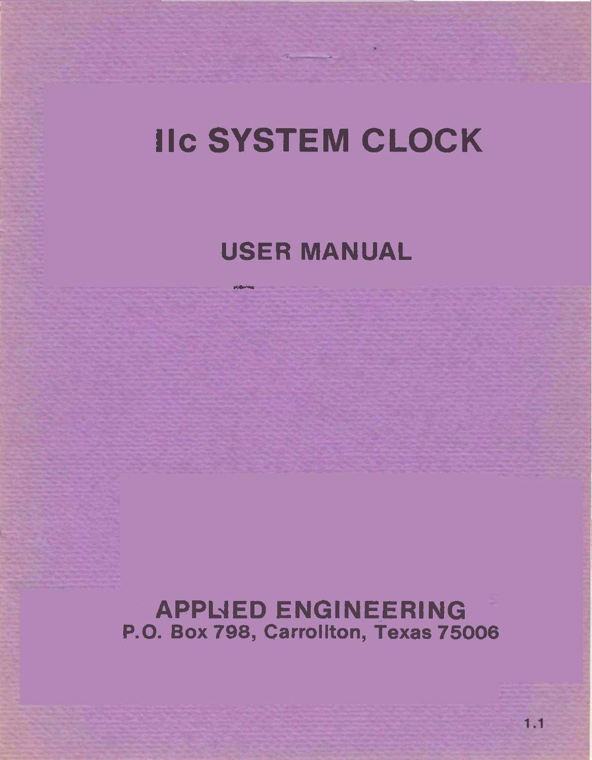# IIc SYSTEM CLOCK

## USER MANUAL

**APPLIED ENGINEERING**
**P.O. Box 798, Carrollton, Texas 75006**

1.1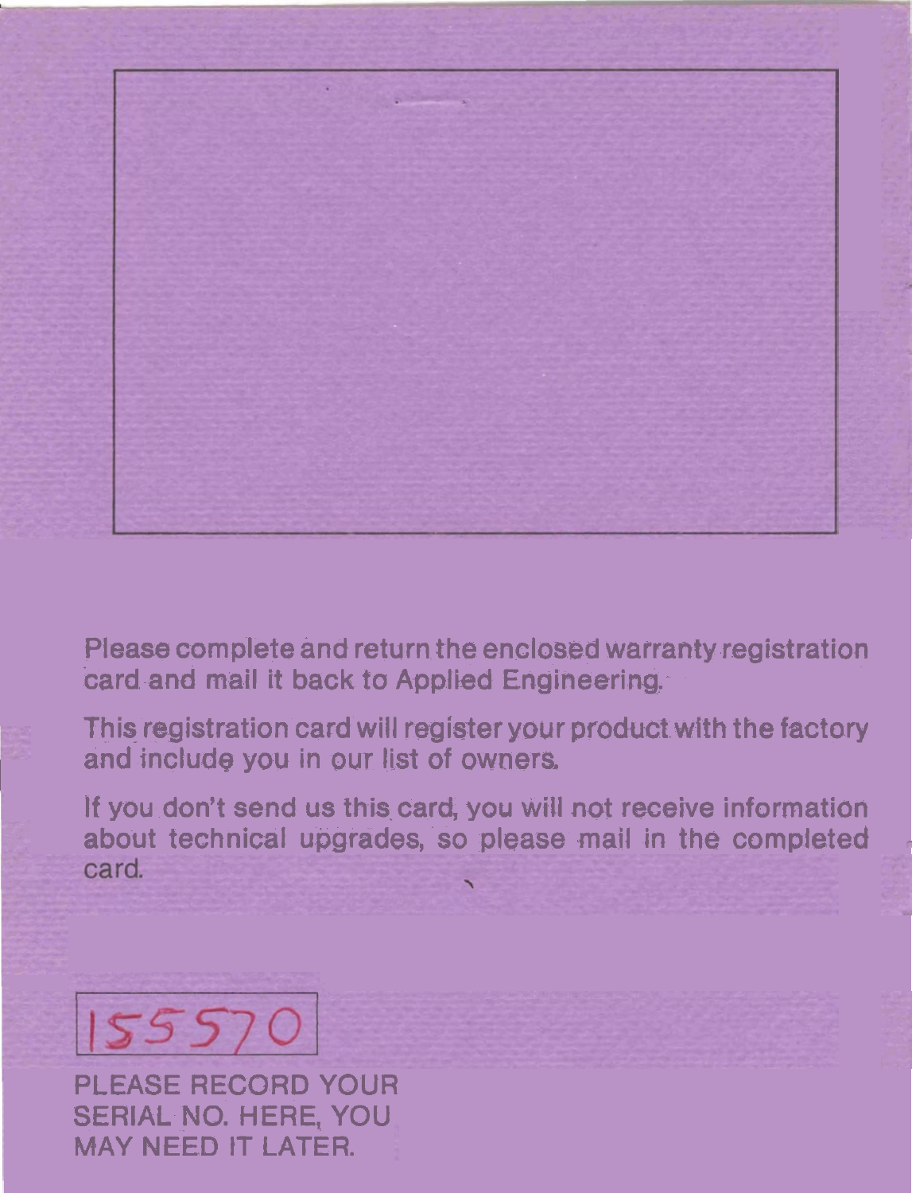Please complete and return the enclosed warranty registration card and mail it back to Applied Engineering.

This registration card will register your product with the factory and include you in our list of owners.

If you don't send us this card, you will not receive information about technical upgrades, so please mail in the completed card.

155570

PLEASE RECORD YOUR SERIAL NO. HERE, YOU MAY NEED IT LATER.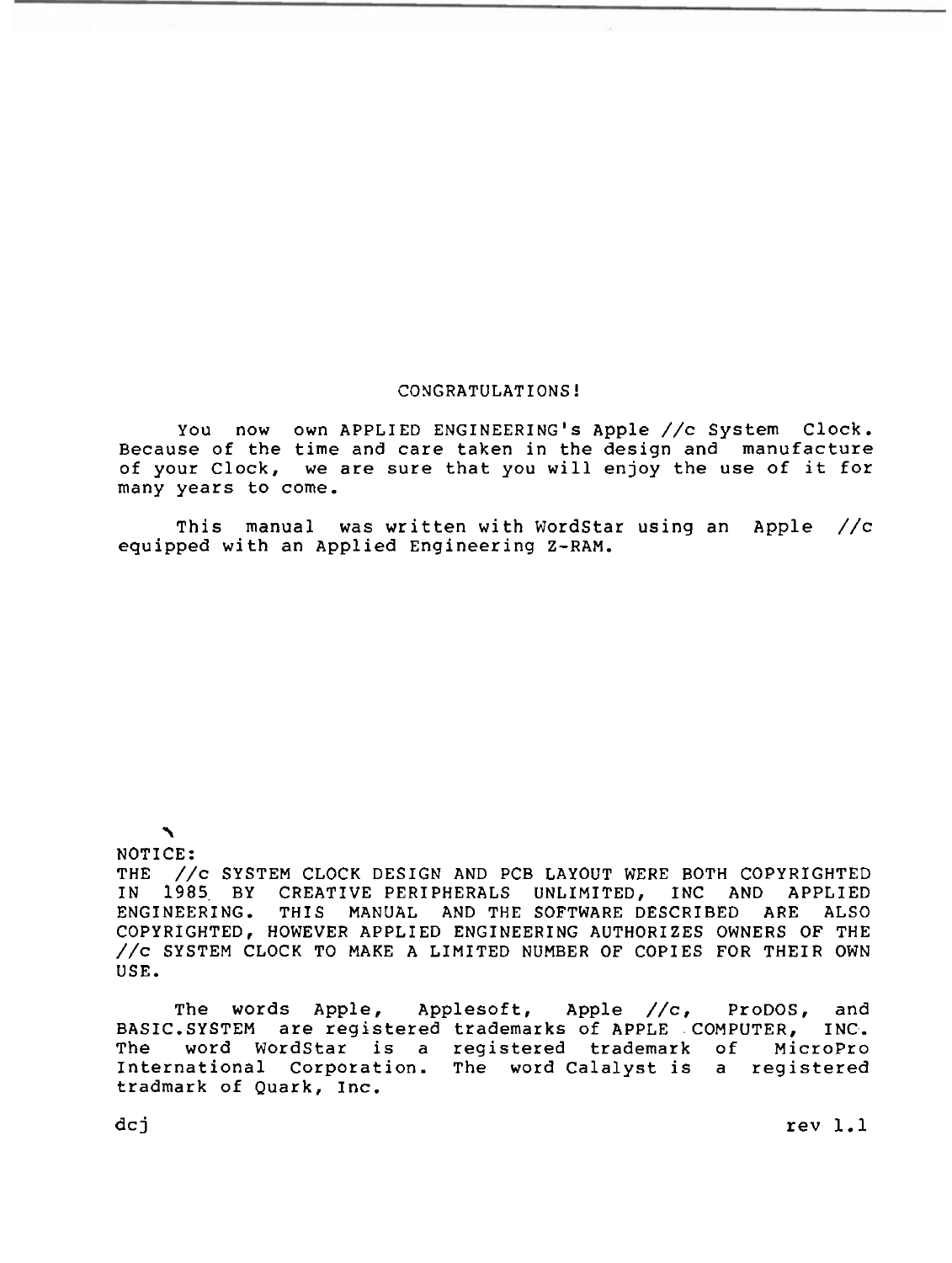CONGRATULATIONS!

You now own APPLIED ENGINEERING's Apple //c System Clock. Because of the time and care taken in the design and manufacture of your Clock, we are sure that you will enjoy the use of it for many years to come.

This manual was written with WordStar using an Apple //c equipped with an Applied Engineering Z-RAM.

NOTICE:
THE //c SYSTEM CLOCK DESIGN AND PCB LAYOUT WERE BOTH COPYRIGHTED IN 1985 BY CREATIVE PERIPHERALS UNLIMITED, INC AND APPLIED ENGINEERING. THIS MANUAL AND THE SOFTWARE DESCRIBED ARE ALSO COPYRIGHTED, HOWEVER APPLIED ENGINEERING AUTHORIZES OWNERS OF THE //c SYSTEM CLOCK TO MAKE A LIMITED NUMBER OF COPIES FOR THEIR OWN USE.

The words Apple, Applesoft, Apple //c, ProDOS, and BASIC.SYSTEM are registered trademarks of APPLE COMPUTER, INC. The word WordStar is a registered trademark of MicroPro International Corporation. The word Calalyst is a registered tradmark of Quark, Inc.

dcj rev 1.1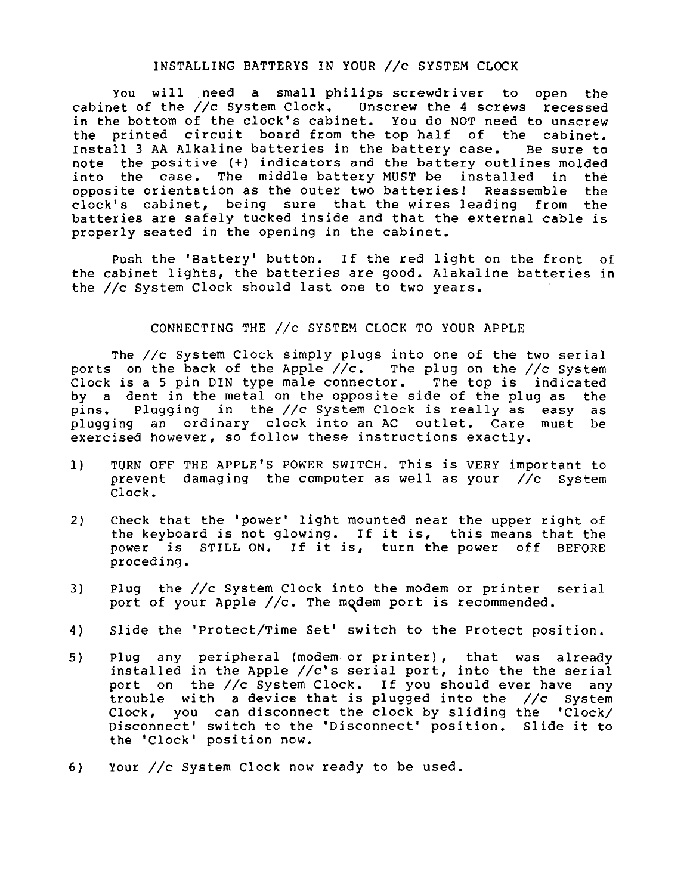## INSTALLING BATTERYS IN YOUR //c SYSTEM CLOCK

You will need a small philips screwdriver to open the cabinet of the //c System Clock. Unscrew the 4 screws recessed in the bottom of the clock's cabinet. You do NOT need to unscrew the printed circuit board from the top half of the cabinet. Install 3 AA Alkaline batteries in the battery case. Be sure to note the positive (+) indicators and the battery outlines molded into the case. The middle battery MUST be installed in the opposite orientation as the outer two batteries! Reassemble the clock's cabinet, being sure that the wires leading from the batteries are safely tucked inside and that the external cable is properly seated in the opening in the cabinet.

Push the 'Battery' button. If the red light on the front of the cabinet lights, the batteries are good. Alakaline batteries in the //c System Clock should last one to two years.

## CONNECTING THE //c SYSTEM CLOCK TO YOUR APPLE

The //c System Clock simply plugs into one of the two serial ports on the back of the Apple //c. The plug on the //c System Clock is a 5 pin DIN type male connector. The top is indicated by a dent in the metal on the opposite side of the plug as the pins. Plugging in the //c System Clock is really as easy as plugging an ordinary clock into an AC outlet. Care must be exercised however, so follow these instructions exactly.

1) TURN OFF THE APPLE'S POWER SWITCH. This is VERY important to prevent damaging the computer as well as your //c System Clock.

2) Check that the 'power' light mounted near the upper right of the keyboard is not glowing. If it is, this means that the power is STILL ON. If it is, turn the power off BEFORE proceding.

3) Plug the //c System Clock into the modem or printer serial port of your Apple //c. The modem port is recommended.

4) Slide the 'Protect/Time Set' switch to the Protect position.

5) Plug any peripheral (modem or printer), that was already installed in the Apple //c's serial port, into the the serial port on the //c System Clock. If you should ever have any trouble with a device that is plugged into the //c System Clock, you can disconnect the clock by sliding the 'Clock/ Disconnect' switch to the 'Disconnect' position. Slide it to the 'Clock' position now.

6) Your //c System Clock now ready to be used.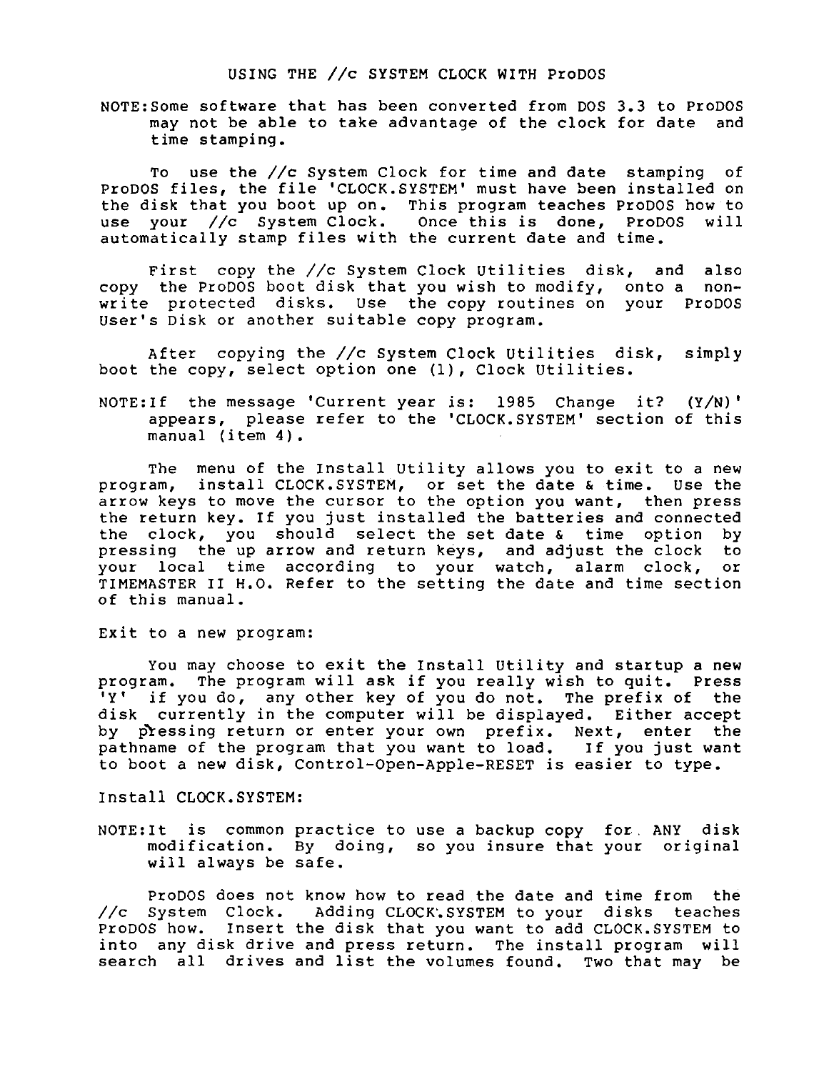# USING THE //c SYSTEM CLOCK WITH ProDOS

NOTE: Some software that has been converted from DOS 3.3 to ProDOS may not be able to take advantage of the clock for date and time stamping.

To use the //c System Clock for time and date stamping of ProDOS files, the file 'CLOCK.SYSTEM' must have been installed on the disk that you boot up on. This program teaches ProDOS how to use your //c System Clock. Once this is done, ProDOS will automatically stamp files with the current date and time.

First copy the //c System Clock Utilities disk, and also copy the ProDOS boot disk that you wish to modify, onto a non-write protected disks. Use the copy routines on your ProDOS User's Disk or another suitable copy program.

After copying the //c System Clock Utilities disk, simply boot the copy, select option one (1), Clock Utilities.

NOTE: If the message 'Current year is: 1985 Change it? (Y/N)' appears, please refer to the 'CLOCK.SYSTEM' section of this manual (item 4).

The menu of the Install Utility allows you to exit to a new program, install CLOCK.SYSTEM, or set the date & time. Use the arrow keys to move the cursor to the option you want, then press the return key. If you just installed the batteries and connected the clock, you should select the set date & time option by pressing the up arrow and return keys, and adjust the clock to your local time according to your watch, alarm clock, or TIMEMASTER II H.O. Refer to the setting the date and time section of this manual.

Exit to a new program:

You may choose to exit the Install Utility and startup a new program. The program will ask if you really wish to quit. Press 'Y' if you do, any other key of you do not. The prefix of the disk currently in the computer will be displayed. Either accept by pressing return or enter your own prefix. Next, enter the pathname of the program that you want to load. If you just want to boot a new disk, Control-Open-Apple-RESET is easier to type.

Install CLOCK.SYSTEM:

NOTE: It is common practice to use a backup copy for ANY disk modification. By doing, so you insure that your original will always be safe.

ProDOS does not know how to read the date and time from the //c System Clock. Adding CLOCK.SYSTEM to your disks teaches ProDOS how. Insert the disk that you want to add CLOCK.SYSTEM to into any disk drive and press return. The install program will search all drives and list the volumes found. Two that may be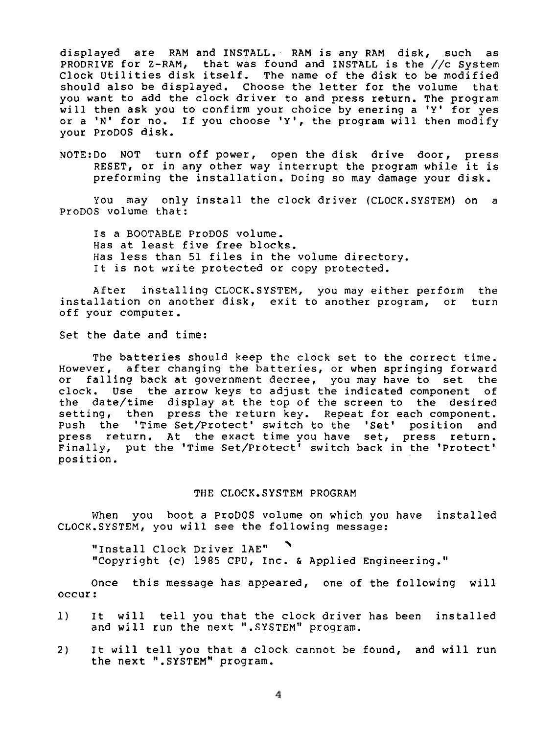displayed are RAM and INSTALL. RAM is any RAM disk, such as PRODRIVE for Z-RAM, that was found and INSTALL is the //c System Clock Utilities disk itself. The name of the disk to be modified should also be displayed. Choose the letter for the volume that you want to add the clock driver to and press return. The program will then ask you to confirm your choice by enering a 'Y' for yes or a 'N' for no. If you choose 'Y', the program will then modify your ProDOS disk.

NOTE: Do NOT turn off power, open the disk drive door, press RESET, or in any other way interrupt the program while it is preforming the installation. Doing so may damage your disk.

You may only install the clock driver (CLOCK.SYSTEM) on a ProDOS volume that:

Is a BOOTABLE ProDOS volume.
Has at least five free blocks.
Has less than 51 files in the volume directory.
It is not write protected or copy protected.

After installing CLOCK.SYSTEM, you may either perform the installation on another disk, exit to another program, or turn off your computer.

Set the date and time:

The batteries should keep the clock set to the correct time. However, after changing the batteries, or when springing forward or falling back at government decree, you may have to set the clock. Use the arrow keys to adjust the indicated component of the date/time display at the top of the screen to the desired setting, then press the return key. Repeat for each component. Push the 'Time Set/Protect' switch to the 'Set' position and press return. At the exact time you have set, press return. Finally, put the 'Time Set/Protect' switch back in the 'Protect' position.

## THE CLOCK.SYSTEM PROGRAM

When you boot a ProDOS volume on which you have installed CLOCK.SYSTEM, you will see the following message:

"Install Clock Driver 1AE"
"Copyright (c) 1985 CPU, Inc. & Applied Engineering."

Once this message has appeared, one of the following will occur:

1) It will tell you that the clock driver has been installed and will run the next ".SYSTEM" program.

2) It will tell you that a clock cannot be found, and will run the next ".SYSTEM" program.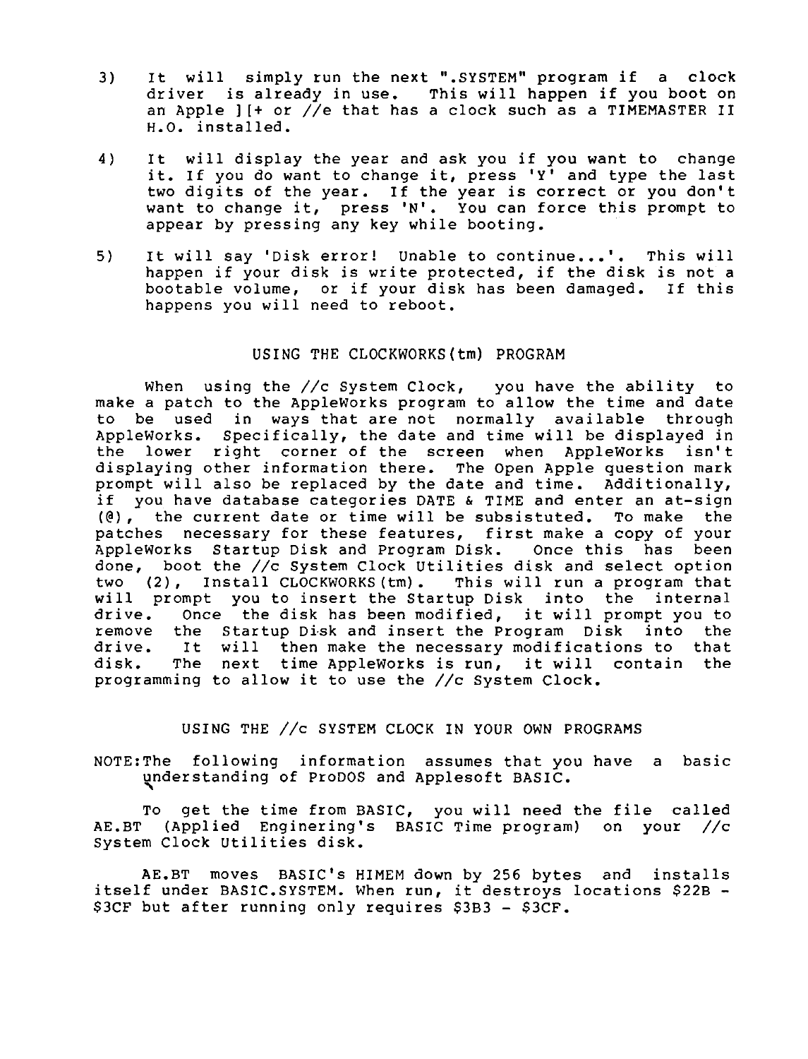3) It will simply run the next ".SYSTEM" program if a clock driver is already in use. This will happen if you boot on an Apple ][+ or //e that has a clock such as a TIMEMASTER II H.O. installed.

4) It will display the year and ask you if you want to change it. If you do want to change it, press 'Y' and type the last two digits of the year. If the year is correct or you don't want to change it, press 'N'. You can force this prompt to appear by pressing any key while booting.

5) It will say 'Disk error! Unable to continue...'. This will happen if your disk is write protected, if the disk is not a bootable volume, or if your disk has been damaged. If this happens you will need to reboot.

## USING THE CLOCKWORKS(tm) PROGRAM

When using the //c System Clock, you have the ability to make a patch to the AppleWorks program to allow the time and date to be used in ways that are not normally available through AppleWorks. Specifically, the date and time will be displayed in the lower right corner of the screen when AppleWorks isn't displaying other information there. The Open Apple question mark prompt will also be replaced by the date and time. Additionally, if you have database categories DATE & TIME and enter an at-sign (@), the current date or time will be subsistuted. To make the patches necessary for these features, first make a copy of your AppleWorks Startup Disk and Program Disk. Once this has been done, boot the //c System Clock Utilities disk and select option two (2), Install CLOCKWORKS(tm). This will run a program that will prompt you to insert the Startup Disk into the internal drive. Once the disk has been modified, it will prompt you to remove the Startup Disk and insert the Program Disk into the drive. It will then make the necessary modifications to that disk. The next time AppleWorks is run, it will contain the programming to allow it to use the //c System Clock.

## USING THE //c SYSTEM CLOCK IN YOUR OWN PROGRAMS

NOTE: The following information assumes that you have a basic understanding of ProDOS and Applesoft BASIC.

To get the time from BASIC, you will need the file called AE.BT (Applied Enginering's BASIC Time program) on your //c System Clock Utilities disk.

AE.BT moves BASIC's HIMEM down by 256 bytes and installs itself under BASIC.SYSTEM. When run, it destroys locations $22B - $3CF but after running only requires $3B3 - $3CF.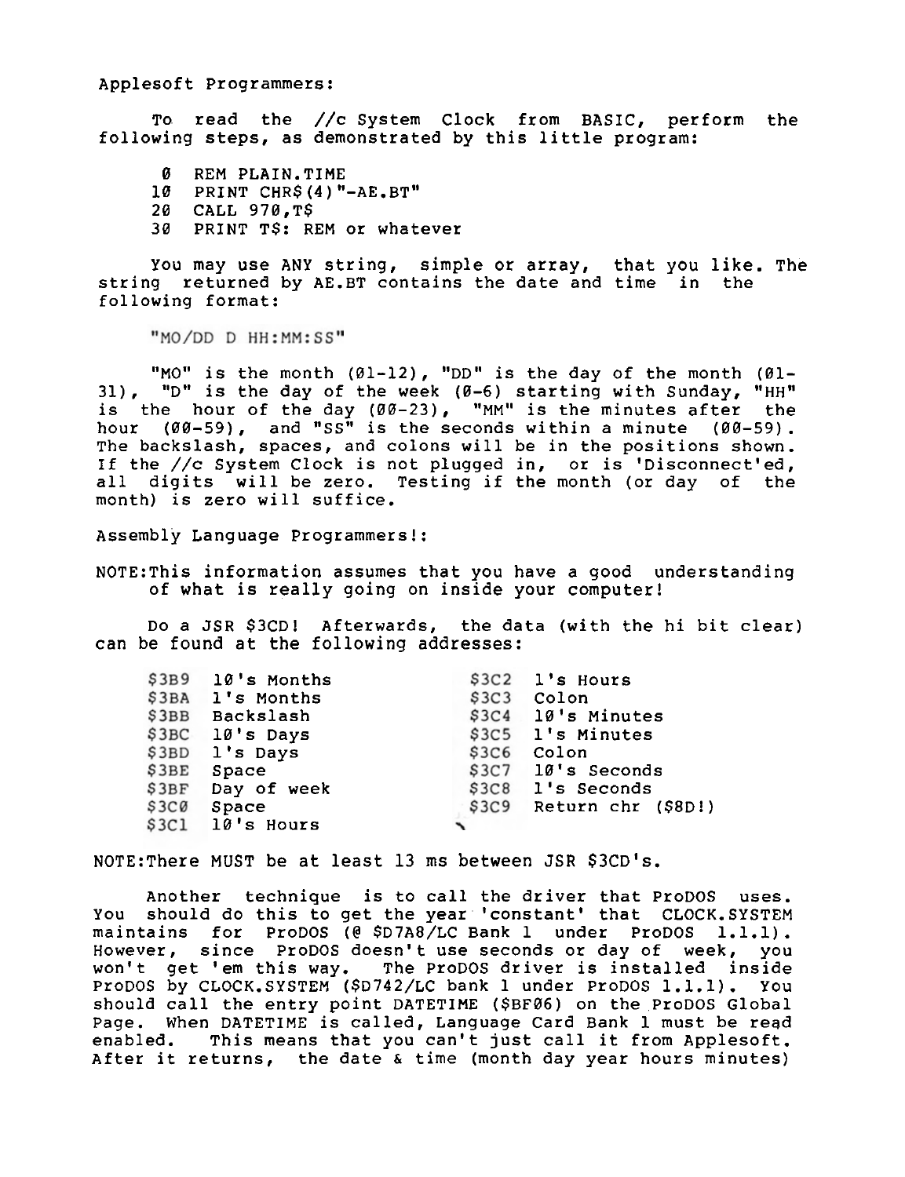Applesoft Programmers:

To read the //c System Clock from BASIC, perform the following steps, as demonstrated by this little program:

```
 0  REM PLAIN.TIME
10  PRINT CHR$(4)"-AE.BT"
20  CALL 970,T$
30  PRINT T$: REM or whatever
```

You may use ANY string, simple or array, that you like. The string returned by AE.BT contains the date and time in the following format:

"MO/DD D HH:MM:SS"

"MO" is the month (01-12), "DD" is the day of the month (01-31), "D" is the day of the week (0-6) starting with Sunday, "HH" is the hour of the day (00-23), "MM" is the minutes after the hour (00-59), and "SS" is the seconds within a minute (00-59). The backslash, spaces, and colons will be in the positions shown. If the //c System Clock is not plugged in, or is 'Disconnect'ed, all digits will be zero. Testing if the month (or day of the month) is zero will suffice.

Assembly Language Programmers!:

NOTE:This information assumes that you have a good understanding of what is really going on inside your computer!

Do a JSR $3CD! Afterwards, the data (with the hi bit clear) can be found at the following addresses:

| Address | Contents | Address | Contents |
|---|---|---|---|
| $3B9 | 10's Months | $3C2 | 1's Hours |
| $3BA | 1's Months | $3C3 | Colon |
| $3BB | Backslash | $3C4 | 10's Minutes |
| $3BC | 10's Days | $3C5 | 1's Minutes |
| $3BD | 1's Days | $3C6 | Colon |
| $3BE | Space | $3C7 | 10's Seconds |
| $3BF | Day of week | $3C8 | 1's Seconds |
| $3C0 | Space | $3C9 | Return chr ($8D!) |
| $3C1 | 10's Hours | | |

NOTE:There MUST be at least 13 ms between JSR $3CD's.

Another technique is to call the driver that ProDOS uses. You should do this to get the year 'constant' that CLOCK.SYSTEM maintains for ProDOS (@ $D7A8/LC Bank 1 under ProDOS 1.1.1). However, since ProDOS doesn't use seconds or day of week, you won't get 'em this way. The ProDOS driver is installed inside ProDOS by CLOCK.SYSTEM ($D742/LC bank 1 under ProDOS 1.1.1). You should call the entry point DATETIME ($BF06) on the ProDOS Global Page. When DATETIME is called, Language Card Bank 1 must be read enabled. This means that you can't just call it from Applesoft. After it returns, the date & time (month day year hours minutes)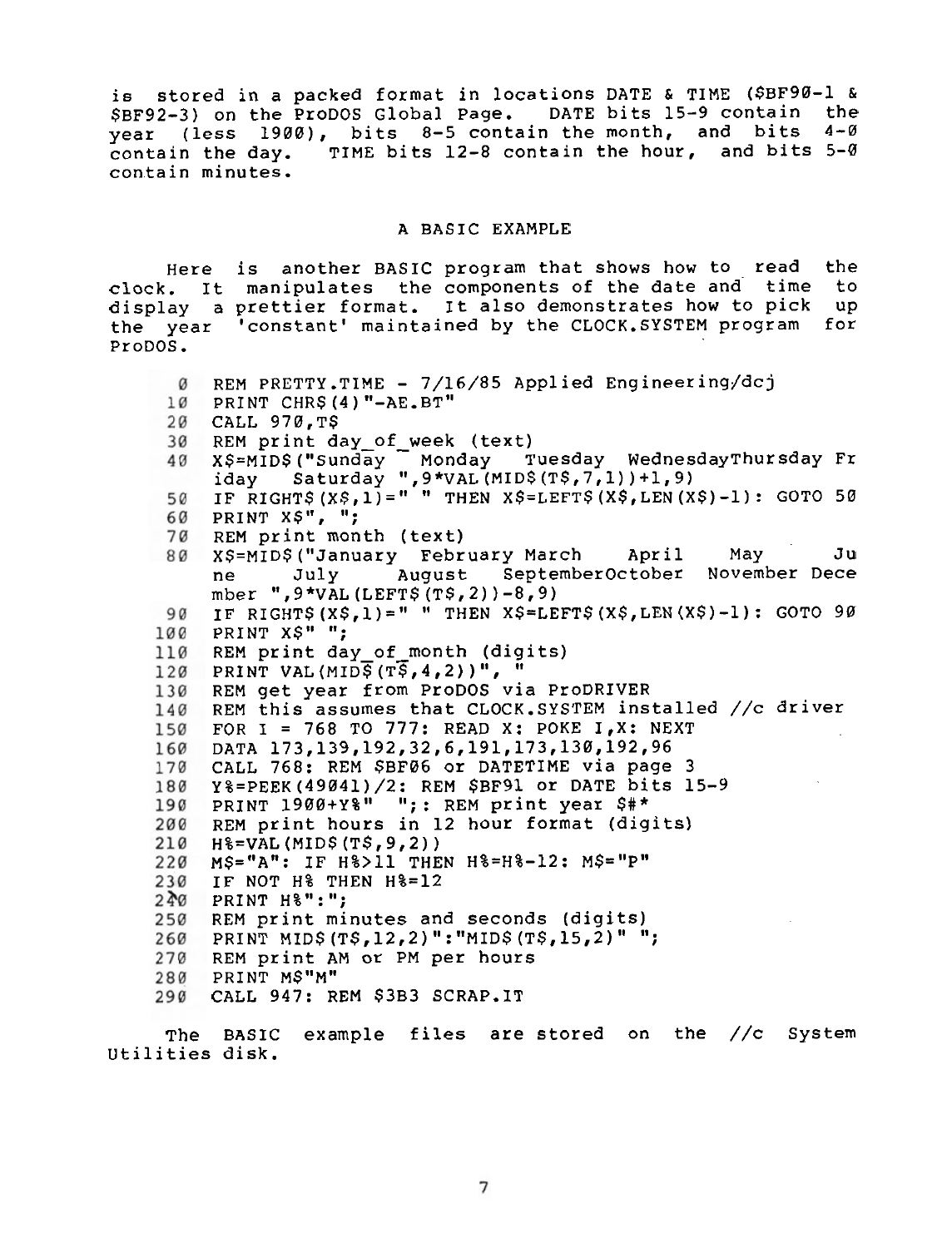is stored in a packed format in locations DATE & TIME ($BF90-1 & $BF92-3) on the ProDOS Global Page. DATE bits 15-9 contain the year (less 1900), bits 8-5 contain the month, and bits 4-0 contain the day. TIME bits 12-8 contain the hour, and bits 5-0 contain minutes.

## A BASIC EXAMPLE

Here is another BASIC program that shows how to read the clock. It manipulates the components of the date and time to display a prettier format. It also demonstrates how to pick up the year 'constant' maintained by the CLOCK.SYSTEM program for ProDOS.

```
  0  REM PRETTY.TIME - 7/16/85 Applied Engineering/dcj
 10  PRINT CHR$(4)"-AE.BT"
 20  CALL 970,T$
 30  REM print day_of_week (text)
 40  X$=MID$("Sunday   Monday   Tuesday  WednesdayThursday Fr
     iday   Saturday ",9*VAL(MID$(T$,7,1))+1,9)
 50  IF RIGHT$(X$,1)=" " THEN X$=LEFT$(X$,LEN(X$)-1): GOTO 50
 60  PRINT X$", ";
 70  REM print month (text)
 80  X$=MID$("January  February March    April    May      Ju
     ne       July     August   SeptemberOctober  November Dece
     mber ",9*VAL(LEFT$(T$,2))-8,9)
 90  IF RIGHT$(X$,1)=" " THEN X$=LEFT$(X$,LEN(X$)-1): GOTO 90
100  PRINT X$" ";
110  REM print day_of_month (digits)
120  PRINT VAL(MID$(T$,4,2))", "
130  REM get year from ProDOS via ProDRIVER
140  REM this assumes that CLOCK.SYSTEM installed //c driver
150  FOR I = 768 TO 777: READ X: POKE I,X: NEXT
160  DATA 173,139,192,32,6,191,173,130,192,96
170  CALL 768: REM $BF06 or DATETIME via page 3
180  Y%=PEEK(49041)/2: REM $BF91 or DATE bits 15-9
190  PRINT 1900+Y%"  ";: REM print year $#*
200  REM print hours in 12 hour format (digits)
210  H%=VAL(MID$(T$,9,2))
220  M$="A": IF H%>11 THEN H%=H%-12: M$="P"
230  IF NOT H% THEN H%=12
240  PRINT H%":";
250  REM print minutes and seconds (digits)
260  PRINT MID$(T$,12,2)":"MID$(T$,15,2)" ";
270  REM print AM or PM per hours
280  PRINT M$"M"
290  CALL 947: REM $3B3 SCRAP.IT
```

The BASIC example files are stored on the //c System Utilities disk.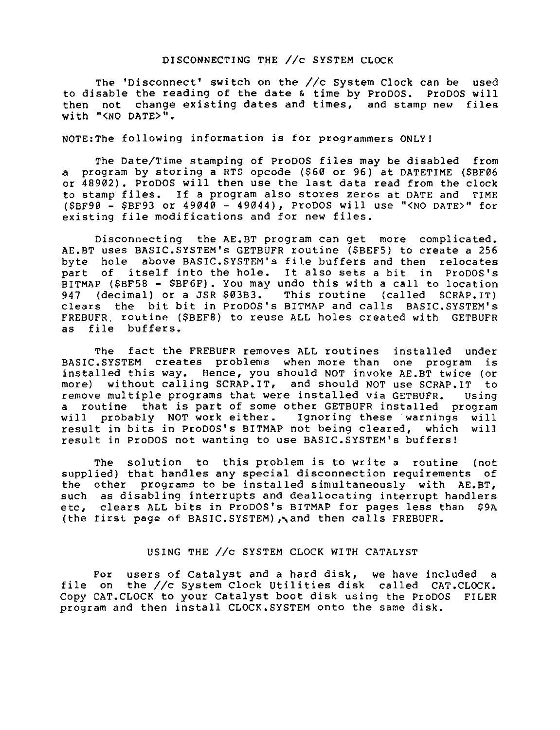## DISCONNECTING THE //c SYSTEM CLOCK

The 'Disconnect' switch on the //c System Clock can be used to disable the reading of the date & time by ProDOS. ProDOS will then not change existing dates and times, and stamp new files with "<NO DATE>".

NOTE:The following information is for programmers ONLY!

The Date/Time stamping of ProDOS files may be disabled from a program by storing a RTS opcode ($60 or 96) at DATETIME ($BF06 or 48902). ProDOS will then use the last data read from the clock to stamp files. If a program also stores zeros at DATE and TIME ($BF90 - $BF93 or 49040 - 49044), ProDOS will use "<NO DATE>" for existing file modifications and for new files.

Disconnecting the AE.BT program can get more complicated. AE.BT uses BASIC.SYSTEM's GETBUFR routine ($BEF5) to create a 256 byte hole above BASIC.SYSTEM's file buffers and then relocates part of itself into the hole. It also sets a bit in ProDOS's BITMAP ($BF58 - $BF6F). You may undo this with a call to location 947 (decimal) or a JSR $03B3. This routine (called SCRAP.IT) clears the bit bit in ProDOS's BITMAP and calls BASIC.SYSTEM's FREBUFR routine ($BEF8) to reuse ALL holes created with GETBUFR as file buffers.

The fact the FREBUFR removes ALL routines installed under BASIC.SYSTEM creates problems when more than one program is installed this way. Hence, you should NOT invoke AE.BT twice (or more) without calling SCRAP.IT, and should NOT use SCRAP.IT to remove multiple programs that were installed via GETBUFR. Using a routine that is part of some other GETBUFR installed program will probably NOT work either. Ignoring these warnings will result in bits in ProDOS's BITMAP not being cleared, which will result in ProDOS not wanting to use BASIC.SYSTEM's buffers!

The solution to this problem is to write a routine (not supplied) that handles any special disconnection requirements of the other programs to be installed simultaneously with AE.BT, such as disabling interrupts and deallocating interrupt handlers etc, clears ALL bits in ProDOS's BITMAP for pages less than $9A (the first page of BASIC.SYSTEM), and then calls FREBUFR.

## USING THE //c SYSTEM CLOCK WITH CATALYST

For users of Catalyst and a hard disk, we have included a file on the //c System Clock Utilities disk called CAT.CLOCK. Copy CAT.CLOCK to your Catalyst boot disk using the ProDOS FILER program and then install CLOCK.SYSTEM onto the same disk.